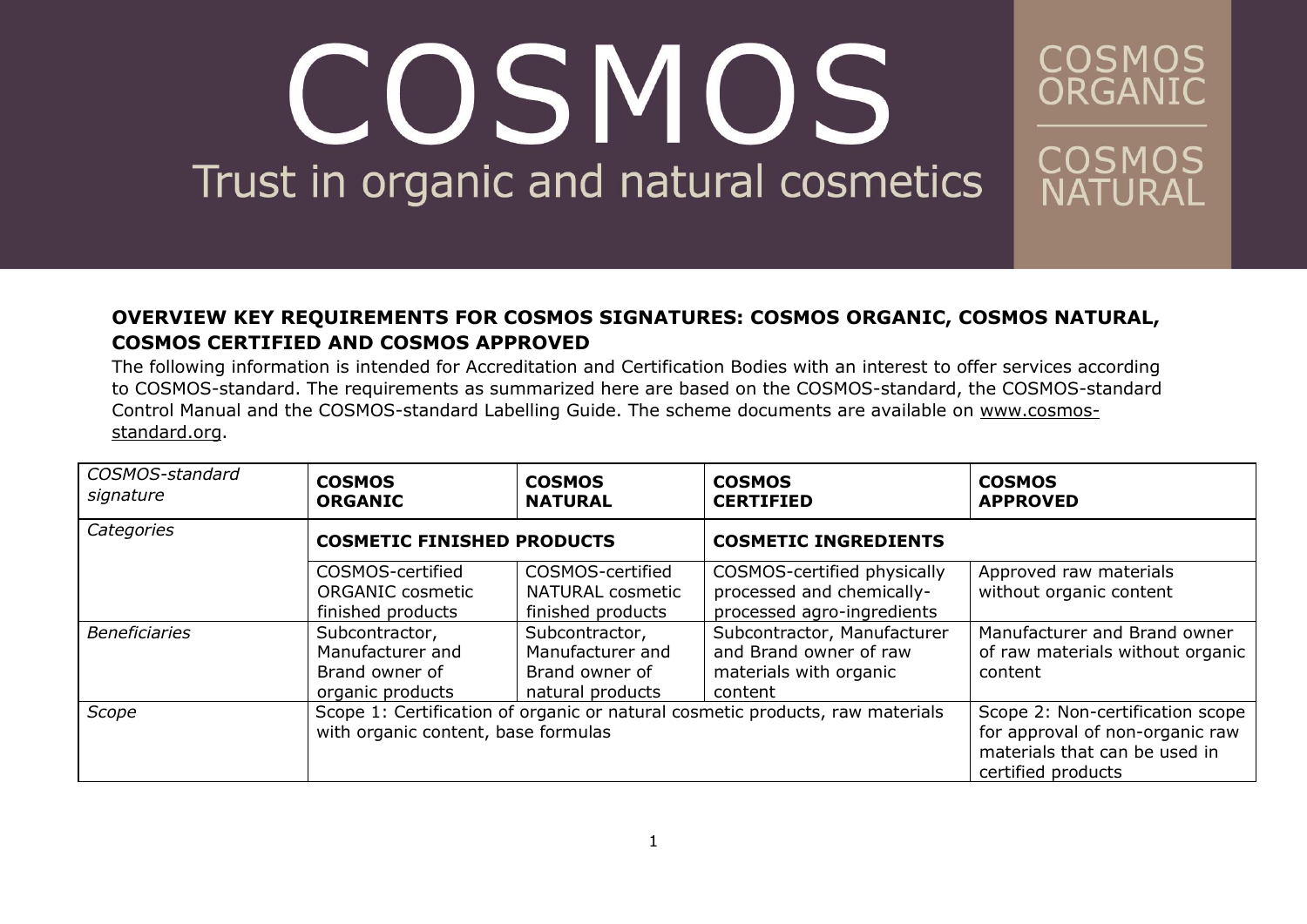# COSMOS

Trust in organic and natural cosmetics

COSMOS ORGANIC

COSMOS NATURAL

**OVERVIEW KEY REQUIREMENTS FOR COSMOS SIGNATURES: COSMOS ORGANIC, COSMOS NATURAL, COSMOS CERTIFIED AND COSMOS APPROVED**

The following information is intended for Accreditation and Certification Bodies with an interest to offer services according to COSMOS-standard. The requirements as summarized here are based on the COSMOS-standard, the COSMOS-standard Control Manual and the COSMOS-standard Labelling Guide. The scheme documents are available on www.cosmos-standard.org.

| *COSMOS-standard signature* | **COSMOS ORGANIC** | **COSMOS NATURAL** | **COSMOS CERTIFIED** | **COSMOS APPROVED** |
|---|---|---|---|---|
| *Categories* | **COSMETIC FINISHED PRODUCTS** | | **COSMETIC INGREDIENTS** | |
| | COSMOS-certified ORGANIC cosmetic finished products | COSMOS-certified NATURAL cosmetic finished products | COSMOS-certified physically processed and chemically-processed agro-ingredients | Approved raw materials without organic content |
| *Beneficiaries* | Subcontractor, Manufacturer and Brand owner of organic products | Subcontractor, Manufacturer and Brand owner of natural products | Subcontractor, Manufacturer and Brand owner of raw materials with organic content | Manufacturer and Brand owner of raw materials without organic content |
| *Scope* | Scope 1: Certification of organic or natural cosmetic products, raw materials with organic content, base formulas | | | Scope 2: Non-certification scope for approval of non-organic raw materials that can be used in certified products |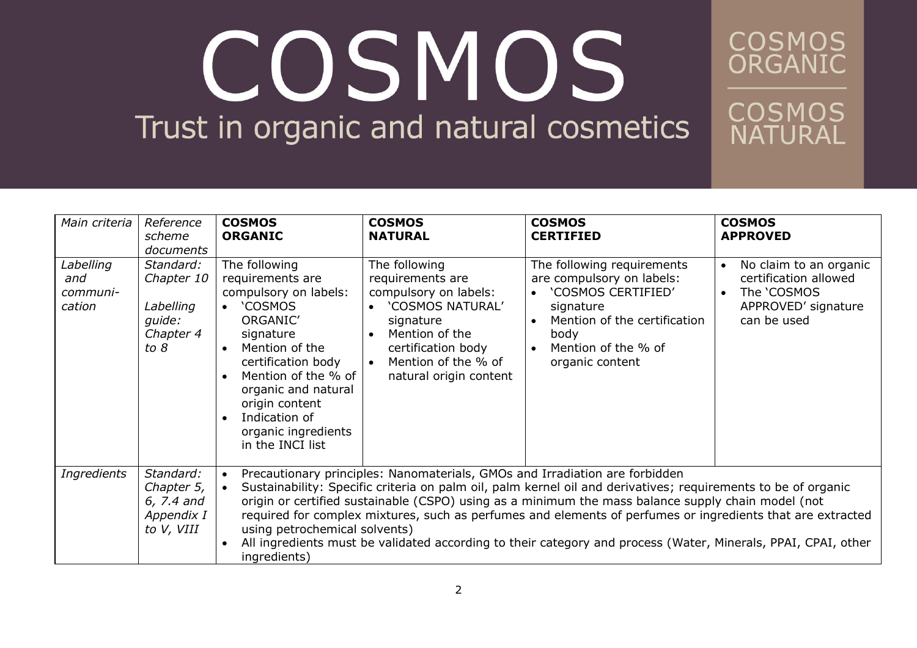# COSMOS

Trust in organic and natural cosmetics

COSMOS ORGANIC

COSMOS NATURAL

| *Main criteria* | *Reference scheme documents* | **COSMOS ORGANIC** | **COSMOS NATURAL** | **COSMOS CERTIFIED** | **COSMOS APPROVED** |
|---|---|---|---|---|---|
| *Labelling and communi-cation* | *Standard: Chapter 10*<br><br>*Labelling guide: Chapter 4 to 8* | The following requirements are compulsory on labels:<br>• 'COSMOS ORGANIC' signature<br>• Mention of the certification body<br>• Mention of the % of organic and natural origin content<br>• Indication of organic ingredients in the INCI list | The following requirements are compulsory on labels:<br>• 'COSMOS NATURAL' signature<br>• Mention of the certification body<br>• Mention of the % of natural origin content | The following requirements are compulsory on labels:<br>• 'COSMOS CERTIFIED' signature<br>• Mention of the certification body<br>• Mention of the % of organic content | • No claim to an organic certification allowed<br>• The 'COSMOS APPROVED' signature can be used |
| *Ingredients* | *Standard: Chapter 5, 6, 7.4 and Appendix I to V, VIII* | • Precautionary principles: Nanomaterials, GMOs and Irradiation are forbidden<br>• Sustainability: Specific criteria on palm oil, palm kernel oil and derivatives; requirements to be of organic origin or certified sustainable (CSPO) using as a minimum the mass balance supply chain model (not required for complex mixtures, such as perfumes and elements of perfumes or ingredients that are extracted using petrochemical solvents)<br>• All ingredients must be validated according to their category and process (Water, Minerals, PPAI, CPAI, other ingredients) | | | |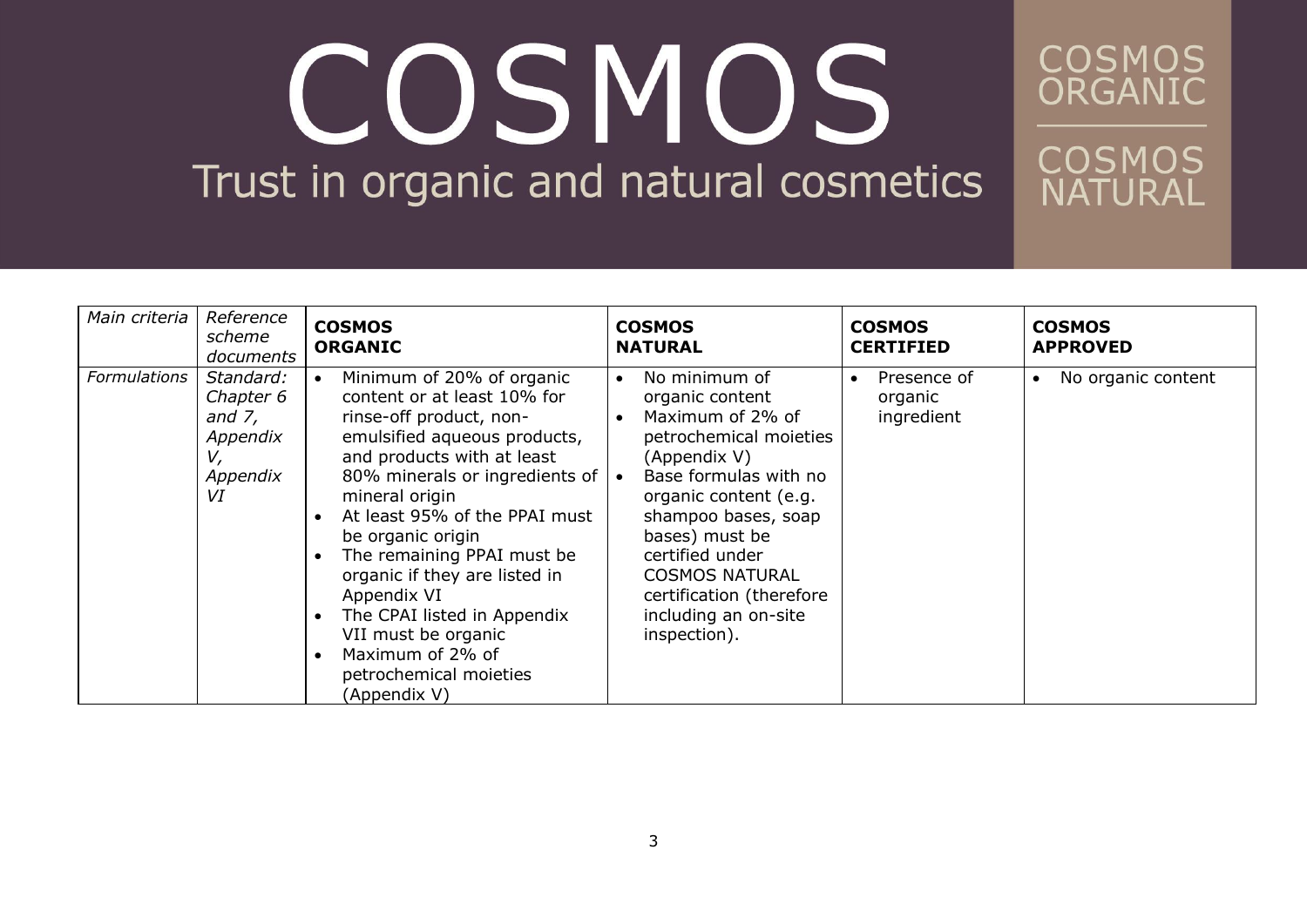| *Main criteria* | *Reference scheme documents* | **COSMOS ORGANIC** | **COSMOS NATURAL** | **COSMOS CERTIFIED** | **COSMOS APPROVED** |
|---|---|---|---|---|---|
| *Formulations* | *Standard: Chapter 6 and 7, Appendix V, Appendix VI* | • Minimum of 20% of organic content or at least 10% for rinse-off product, non-emulsified aqueous products, and products with at least 80% minerals or ingredients of mineral origin<br>• At least 95% of the PPAI must be organic origin<br>• The remaining PPAI must be organic if they are listed in Appendix VI<br>• The CPAI listed in Appendix VII must be organic<br>• Maximum of 2% of petrochemical moieties (Appendix V) | • No minimum of organic content<br>• Maximum of 2% of petrochemical moieties (Appendix V)<br>• Base formulas with no organic content (e.g. shampoo bases, soap bases) must be certified under COSMOS NATURAL certification (therefore including an on-site inspection). | • Presence of organic ingredient | • No organic content |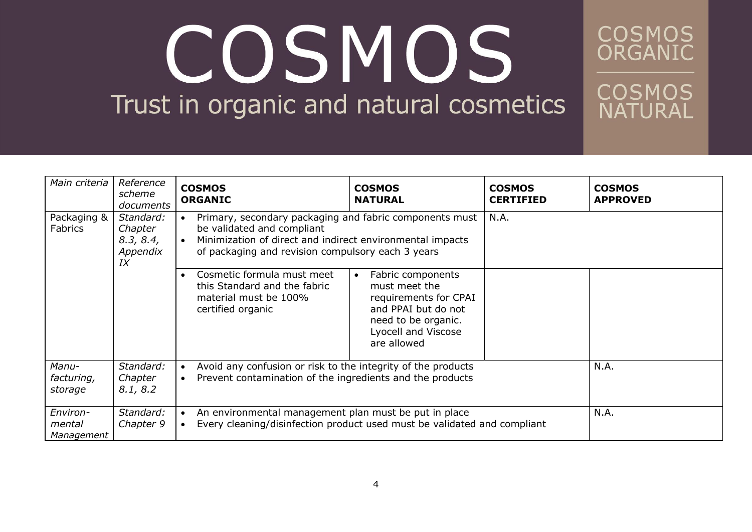# COSMOS

Trust in organic and natural cosmetics

COSMOS ORGANIC

COSMOS NATURAL

| *Main criteria* | *Reference scheme documents* | **COSMOS ORGANIC** | **COSMOS NATURAL** | **COSMOS CERTIFIED** | **COSMOS APPROVED** |
|---|---|---|---|---|---|
| Packaging & Fabrics | *Standard: Chapter 8.3, 8.4, Appendix IX* | • Primary, secondary packaging and fabric components must be validated and compliant<br>• Minimization of direct and indirect environmental impacts of packaging and revision compulsory each 3 years | | N.A. | |
| | | • Cosmetic formula must meet this Standard and the fabric material must be 100% certified organic | • Fabric components must meet the requirements for CPAI and PPAI but do not need to be organic. Lyocell and Viscose are allowed | | |
| *Manu-facturing, storage* | *Standard: Chapter 8.1, 8.2* | • Avoid any confusion or risk to the integrity of the products<br>• Prevent contamination of the ingredients and the products | | | N.A. |
| *Environ-mental Management* | *Standard: Chapter 9* | • An environmental management plan must be put in place<br>• Every cleaning/disinfection product used must be validated and compliant | | | N.A. |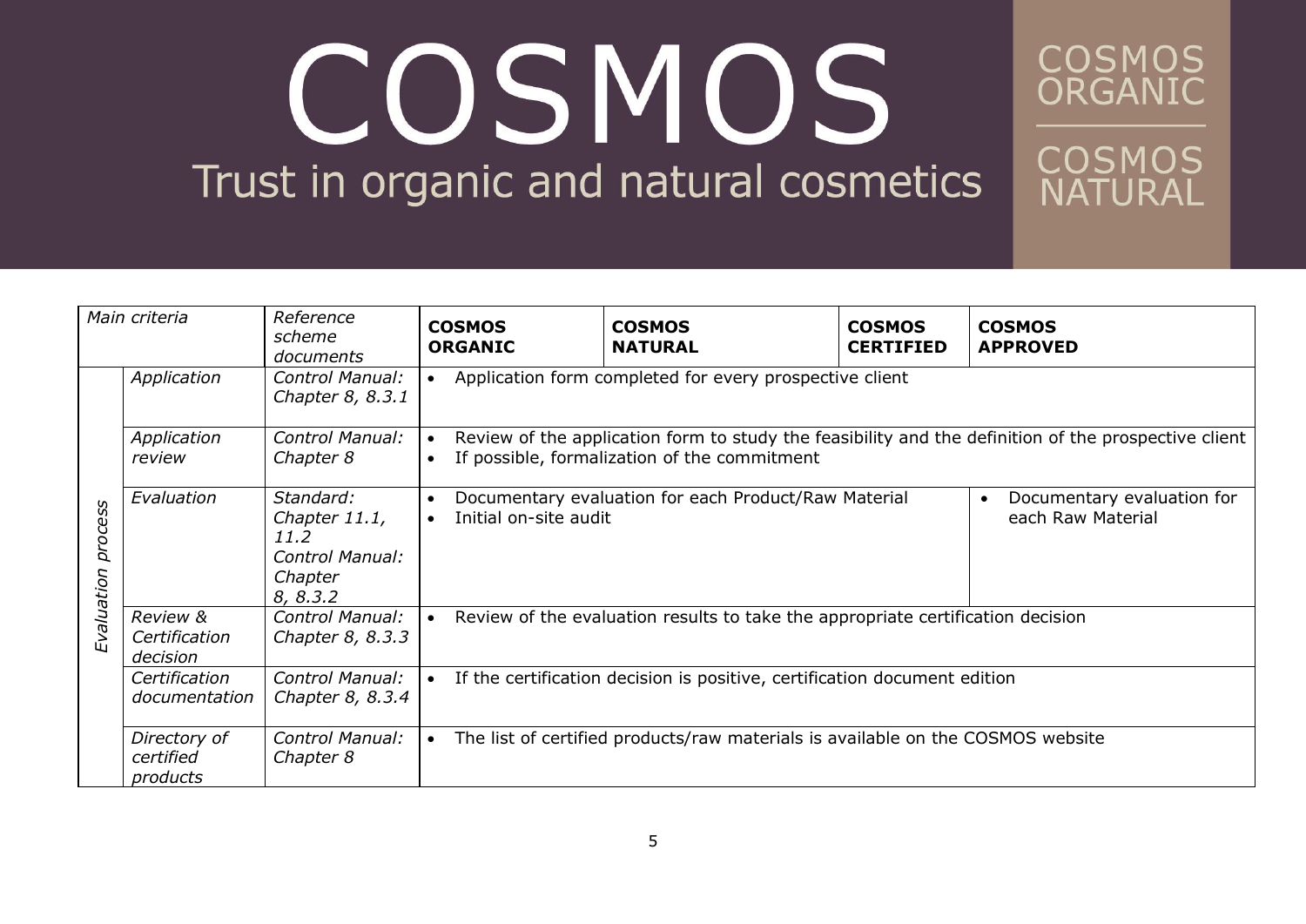| Main criteria | | Reference scheme documents | **COSMOS ORGANIC** | **COSMOS NATURAL** | **COSMOS CERTIFIED** | **COSMOS APPROVED** |
|---|---|---|---|---|---|---|
| *Evaluation process* | *Application* | *Control Manual: Chapter 8, 8.3.1* | • Application form completed for every prospective client | | | |
| | *Application review* | *Control Manual: Chapter 8* | • Review of the application form to study the feasibility and the definition of the prospective client<br>• If possible, formalization of the commitment | | | |
| | *Evaluation* | *Standard: Chapter 11.1, 11.2*<br>*Control Manual: Chapter 8, 8.3.2* | • Documentary evaluation for each Product/Raw Material<br>• Initial on-site audit | | | • Documentary evaluation for each Raw Material |
| | *Review & Certification decision* | *Control Manual: Chapter 8, 8.3.3* | • Review of the evaluation results to take the appropriate certification decision | | | |
| | *Certification documentation* | *Control Manual: Chapter 8, 8.3.4* | • If the certification decision is positive, certification document edition | | | |
| | *Directory of certified products* | *Control Manual: Chapter 8* | • The list of certified products/raw materials is available on the COSMOS website | | | |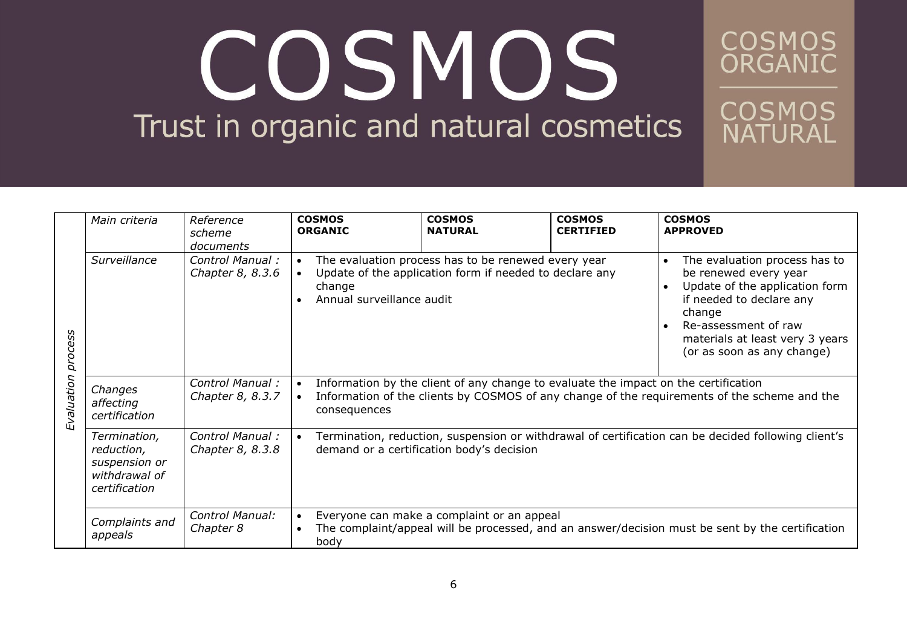# COSMOS

Trust in organic and natural cosmetics

COSMOS ORGANIC

COSMOS NATURAL

| | Main criteria | Reference scheme documents | COSMOS ORGANIC | COSMOS NATURAL | COSMOS CERTIFIED | COSMOS APPROVED |
|---|---|---|---|---|---|---|
| *Evaluation process* | *Surveillance* | *Control Manual : Chapter 8, 8.3.6* | • The evaluation process has to be renewed every year<br>• Update of the application form if needed to declare any change<br>• Annual surveillance audit | | | • The evaluation process has to be renewed every year<br>• Update of the application form if needed to declare any change<br>• Re-assessment of raw materials at least very 3 years (or as soon as any change) |
| | *Changes affecting certification* | *Control Manual : Chapter 8, 8.3.7* | • Information by the client of any change to evaluate the impact on the certification<br>• Information of the clients by COSMOS of any change of the requirements of the scheme and the consequences | | | |
| | *Termination, reduction, suspension or withdrawal of certification* | *Control Manual : Chapter 8, 8.3.8* | • Termination, reduction, suspension or withdrawal of certification can be decided following client's demand or a certification body's decision | | | |
| | *Complaints and appeals* | *Control Manual: Chapter 8* | • Everyone can make a complaint or an appeal<br>• The complaint/appeal will be processed, and an answer/decision must be sent by the certification body | | | |